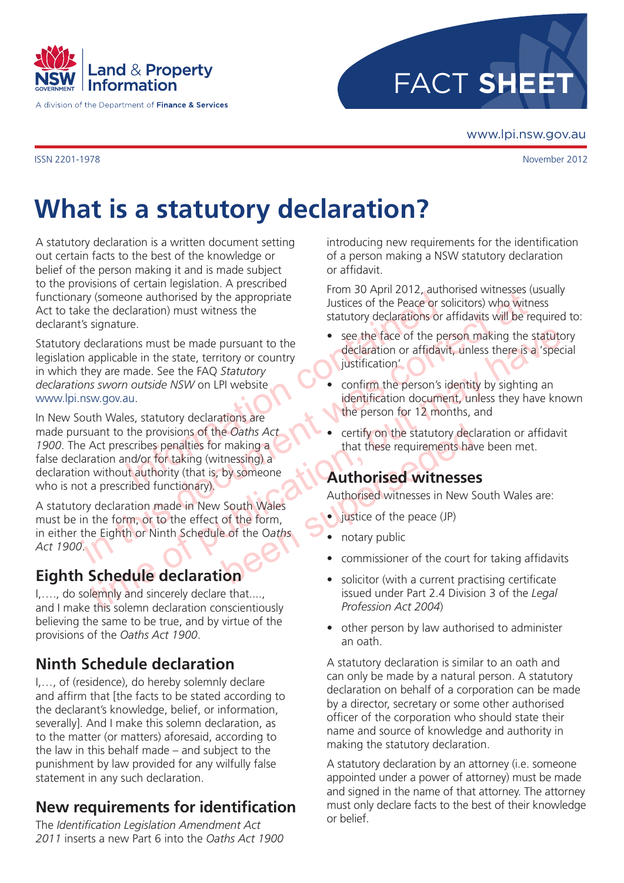NSW GOVERNMENT Land & Property Information

A division of the Department of Finance & Services

FACT SHEET

www.lpi.nsw.gov.au

ISSN 2201-1978

November 2012

# What is a statutory declaration?

Information contained in this document was correct at time of publication, but may have been superseded

A statutory declaration is a written document setting out certain facts to the best of the knowledge or belief of the person making it and is made subject to the provisions of certain legislation. A prescribed functionary (someone authorised by the appropriate Act to take the declaration) must witness the declarant's signature.

Statutory declarations must be made pursuant to the legislation applicable in the state, territory or country in which they are made. See the FAQ *Statutory declarations sworn outside NSW* on LPI website www.lpi.nsw.gov.au.

In New South Wales, statutory declarations are made pursuant to the provisions of the *Oaths Act 1900*. The Act prescribes penalties for making a false declaration and/or for taking (witnessing) a declaration without authority (that is, by someone who is not a prescribed functionary).

A statutory declaration made in New South Wales must be in the form, or to the effect of the form, in either the Eighth or Ninth Schedule of the O*aths Act 1900*.

## Eighth Schedule declaration

I,…., do solemnly and sincerely declare that...., and I make this solemn declaration conscientiously believing the same to be true, and by virtue of the provisions of the *Oaths Act 1900*.

## Ninth Schedule declaration

I,…, of (residence), do hereby solemnly declare and affirm that [the facts to be stated according to the declarant's knowledge, belief, or information, severally]. And I make this solemn declaration, as to the matter (or matters) aforesaid, according to the law in this behalf made – and subject to the punishment by law provided for any wilfully false statement in any such declaration.

## New requirements for identification

The *Identification Legislation Amendment Act 2011* inserts a new Part 6 into the *Oaths Act 1900* introducing new requirements for the identification of a person making a NSW statutory declaration or affidavit.

From 30 April 2012, authorised witnesses (usually Justices of the Peace or solicitors) who witness statutory declarations or affidavits will be required to:

- see the face of the person making the statutory declaration or affidavit, unless there is a 'special justification'
- confirm the person's identity by sighting an identification document, unless they have known the person for 12 months, and
- certify on the statutory declaration or affidavit that these requirements have been met.

## Authorised witnesses

Authorised witnesses in New South Wales are:

- justice of the peace (JP)
- notary public
- commissioner of the court for taking affidavits
- solicitor (with a current practising certificate issued under Part 2.4 Division 3 of the *Legal Profession Act 2004*)
- other person by law authorised to administer an oath.

A statutory declaration is similar to an oath and can only be made by a natural person. A statutory declaration on behalf of a corporation can be made by a director, secretary or some other authorised officer of the corporation who should state their name and source of knowledge and authority in making the statutory declaration.

A statutory declaration by an attorney (i.e. someone appointed under a power of attorney) must be made and signed in the name of that attorney. The attorney must only declare facts to the best of their knowledge or belief.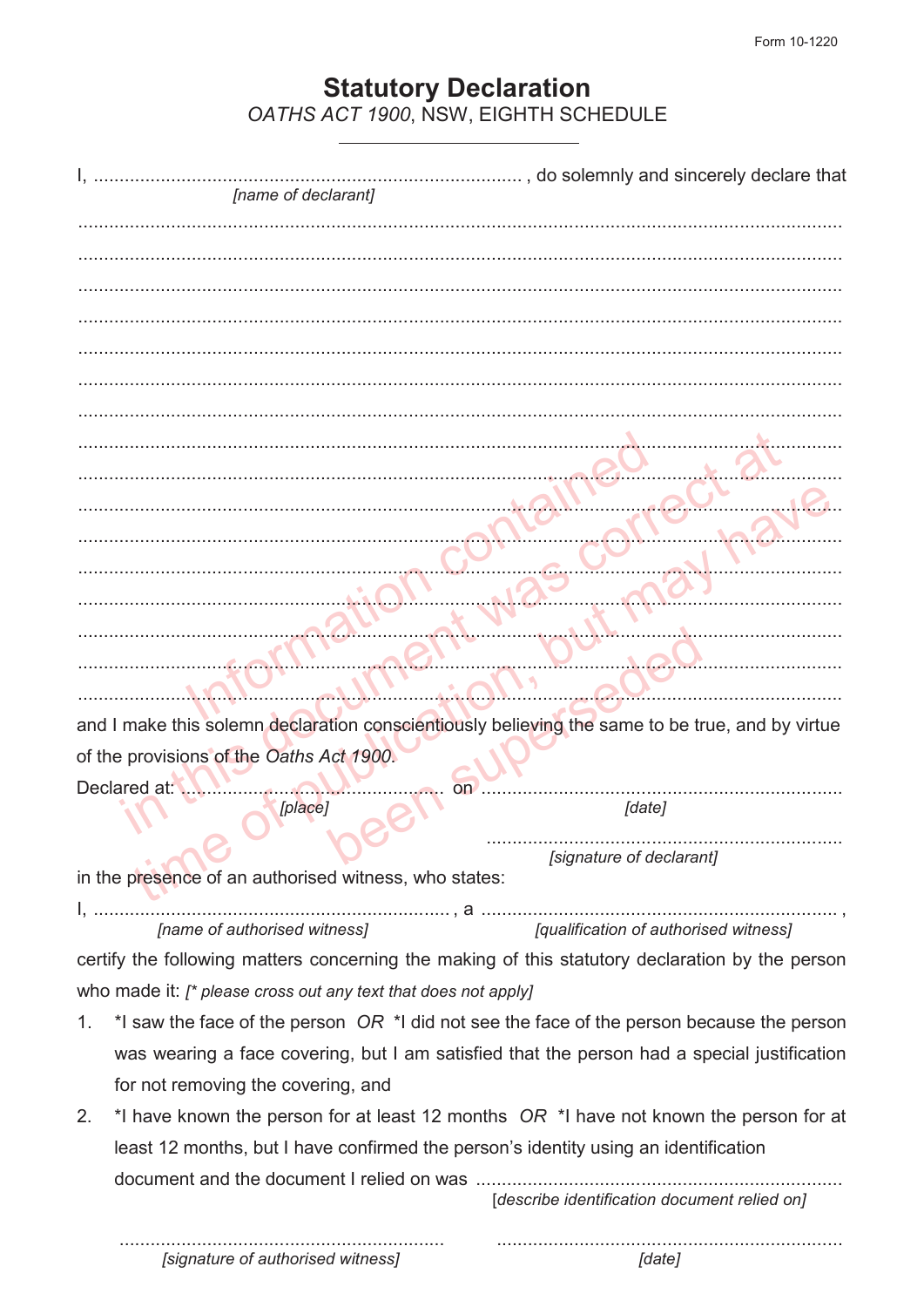Form 10-1220

# Statutory Declaration

*OATHS ACT 1900*, NSW, EIGHTH SCHEDULE

---

I, .................................................................................. , do solemnly and sincerely declare that
*[name of declarant]*

.......................................................................................................................................................

.......................................................................................................................................................

.......................................................................................................................................................

.......................................................................................................................................................

.......................................................................................................................................................

.......................................................................................................................................................

.......................................................................................................................................................

.......................................................................................................................................................

.......................................................................................................................................................

.......................................................................................................................................................

.......................................................................................................................................................

.......................................................................................................................................................

.......................................................................................................................................................

.......................................................................................................................................................

.......................................................................................................................................................

.......................................................................................................................................................

and I make this solemn declaration conscientiously believing the same to be true, and by virtue of the provisions of the *Oaths Act 1900*.

Declared at: ........................................................ on ......................................................................
*[place]* *[date]*

......................................................................
*[signature of declarant]*

in the presence of an authorised witness, who states:

I, .................................................................... , a ...................................................................... ,
*[name of authorised witness]* *[qualification of authorised witness]*

certify the following matters concerning the making of this statutory declaration by the person who made it: *[\* please cross out any text that does not apply]*

1. *I saw the face of the person *OR* *I did not see the face of the person because the person was wearing a face covering, but I am satisfied that the person had a special justification for not removing the covering, and
2. *I have known the person for at least 12 months *OR* *I have not known the person for at least 12 months, but I have confirmed the person's identity using an identification document and the document I relied on was ......................................................................
*[describe identification document relied on]*

.............................................................. ..................................................................
*[signature of authorised witness]* *[date]*

Information contained in this document was correct at time of publication, but may have been superseded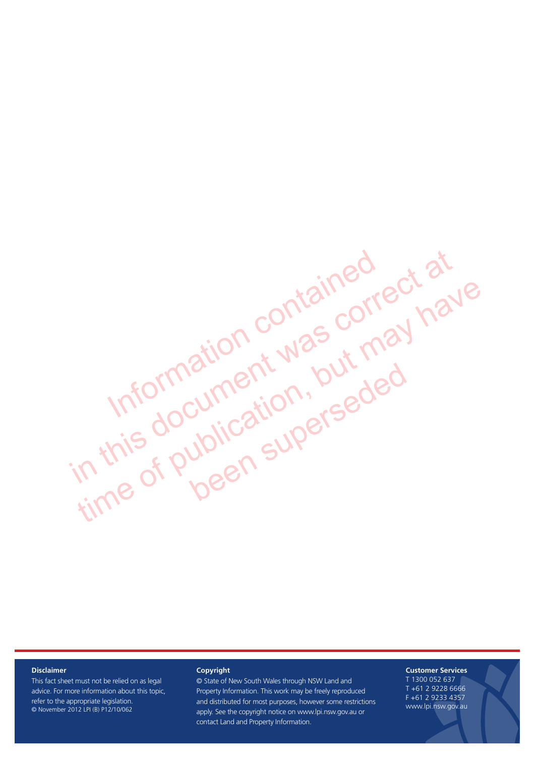Information contained in this document was correct at time of publication, but may have been superseded

**Disclaimer**

This fact sheet must not be relied on as legal advice. For more information about this topic, refer to the appropriate legislation.
© November 2012 LPI (B) P12/10/062

**Copyright**

© State of New South Wales through NSW Land and Property Information. This work may be freely reproduced and distributed for most purposes, however some restrictions apply. See the copyright notice on www.lpi.nsw.gov.au or contact Land and Property Information.

**Customer Services**

T 1300 052 637
T +61 2 9228 6666
F +61 2 9233 4357
www.lpi.nsw.gov.au